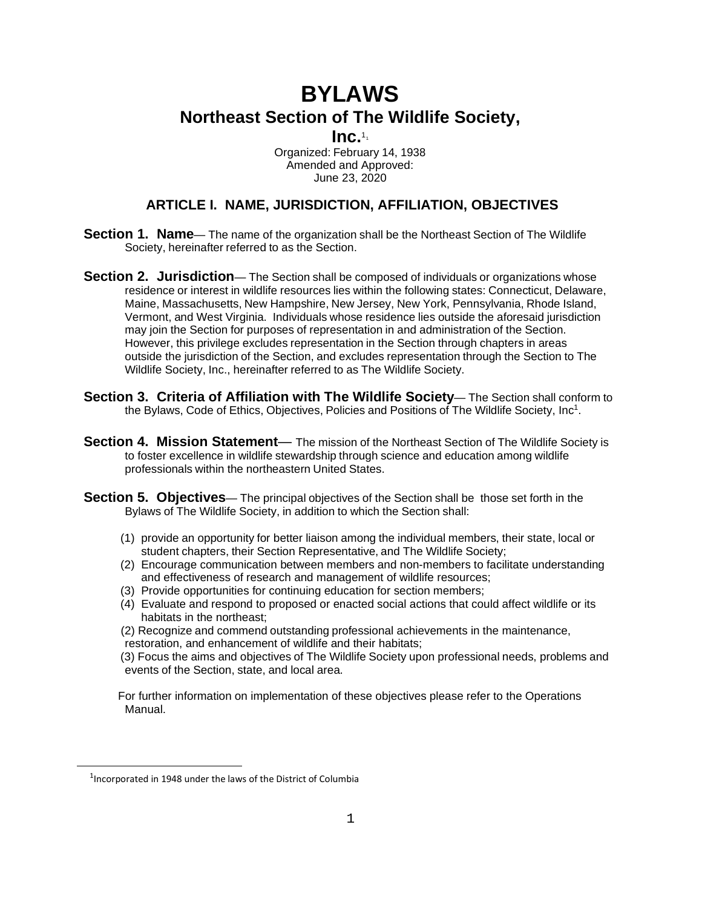# BYLAWS

## Northeast Section of The Wildlife Society, Inc.[1]

Organized: February 14, 1938
Amended and Approved:
June 23, 2020

### ARTICLE I. NAME, JURISDICTION, AFFILIATION, OBJECTIVES

**Section 1. Name**— The name of the organization shall be the Northeast Section of The Wildlife Society, hereinafter referred to as the Section.

**Section 2. Jurisdiction**— The Section shall be composed of individuals or organizations whose residence or interest in wildlife resources lies within the following states: Connecticut, Delaware, Maine, Massachusetts, New Hampshire, New Jersey, New York, Pennsylvania, Rhode Island, Vermont, and West Virginia. Individuals whose residence lies outside the aforesaid jurisdiction may join the Section for purposes of representation in and administration of the Section. However, this privilege excludes representation in the Section through chapters in areas outside the jurisdiction of the Section, and excludes representation through the Section to The Wildlife Society, Inc., hereinafter referred to as The Wildlife Society.

**Section 3. Criteria of Affiliation with The Wildlife Society**— The Section shall conform to the Bylaws, Code of Ethics, Objectives, Policies and Positions of The Wildlife Society, Inc[1].

**Section 4. Mission Statement**— The mission of the Northeast Section of The Wildlife Society is to foster excellence in wildlife stewardship through science and education among wildlife professionals within the northeastern United States.

**Section 5. Objectives**— The principal objectives of the Section shall be those set forth in the Bylaws of The Wildlife Society, in addition to which the Section shall:

(1) provide an opportunity for better liaison among the individual members, their state, local or student chapters, their Section Representative, and The Wildlife Society;
(2) Encourage communication between members and non-members to facilitate understanding and effectiveness of research and management of wildlife resources;
(3) Provide opportunities for continuing education for section members;
(4) Evaluate and respond to proposed or enacted social actions that could affect wildlife or its habitats in the northeast;
(2) Recognize and commend outstanding professional achievements in the maintenance, restoration, and enhancement of wildlife and their habitats;
(3) Focus the aims and objectives of The Wildlife Society upon professional needs, problems and events of the Section, state, and local area.

For further information on implementation of these objectives please refer to the Operations Manual.

[1] Incorporated in 1948 under the laws of the District of Columbia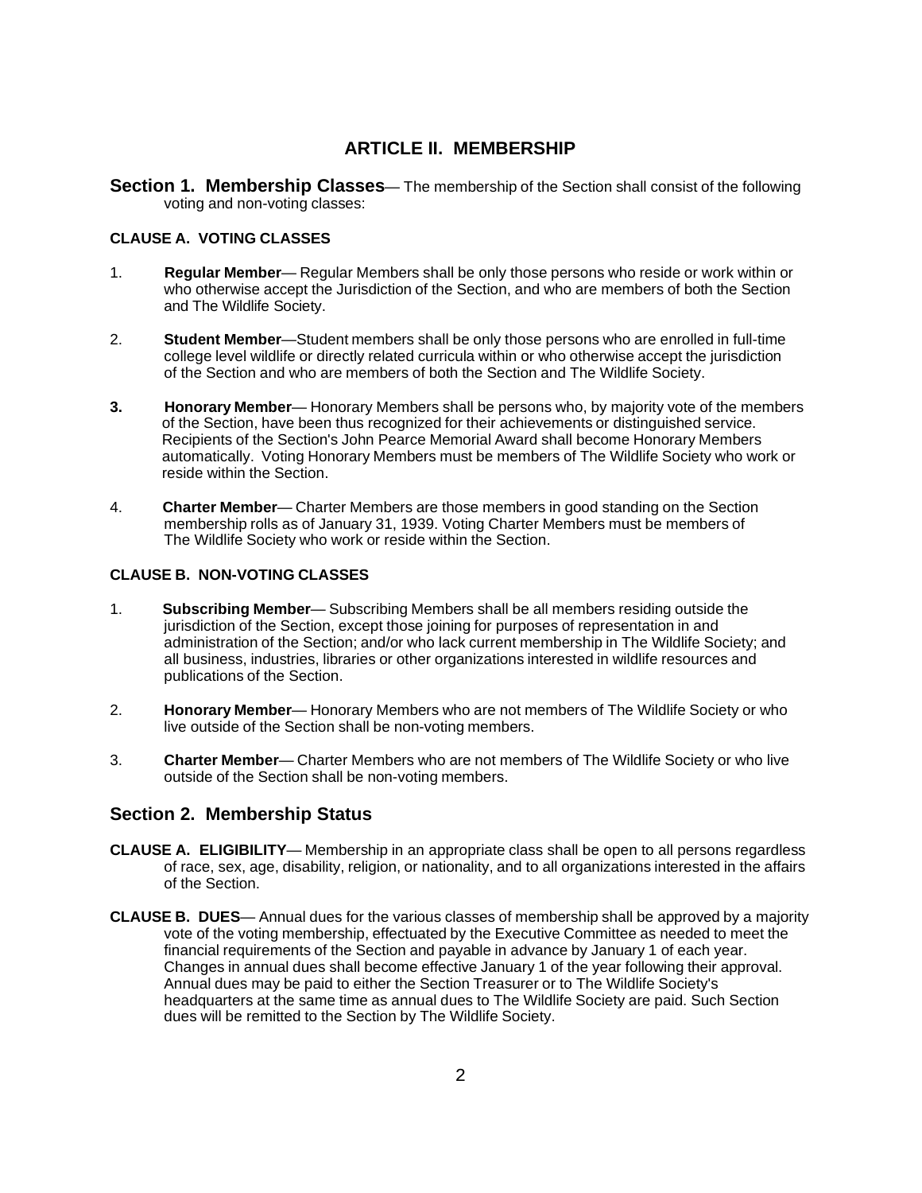## ARTICLE II. MEMBERSHIP

**Section 1. Membership Classes**— The membership of the Section shall consist of the following voting and non-voting classes:

### CLAUSE A. VOTING CLASSES

1. **Regular Member**— Regular Members shall be only those persons who reside or work within or who otherwise accept the Jurisdiction of the Section, and who are members of both the Section and The Wildlife Society.

2. **Student Member**—Student members shall be only those persons who are enrolled in full-time college level wildlife or directly related curricula within or who otherwise accept the jurisdiction of the Section and who are members of both the Section and The Wildlife Society.

3. **Honorary Member**— Honorary Members shall be persons who, by majority vote of the members of the Section, have been thus recognized for their achievements or distinguished service. Recipients of the Section's John Pearce Memorial Award shall become Honorary Members automatically. Voting Honorary Members must be members of The Wildlife Society who work or reside within the Section.

4. **Charter Member**— Charter Members are those members in good standing on the Section membership rolls as of January 31, 1939. Voting Charter Members must be members of The Wildlife Society who work or reside within the Section.

### CLAUSE B. NON-VOTING CLASSES

1. **Subscribing Member**— Subscribing Members shall be all members residing outside the jurisdiction of the Section, except those joining for purposes of representation in and administration of the Section; and/or who lack current membership in The Wildlife Society; and all business, industries, libraries or other organizations interested in wildlife resources and publications of the Section.

2. **Honorary Member**— Honorary Members who are not members of The Wildlife Society or who live outside of the Section shall be non-voting members.

3. **Charter Member**— Charter Members who are not members of The Wildlife Society or who live outside of the Section shall be non-voting members.

## Section 2. Membership Status

**CLAUSE A. ELIGIBILITY**— Membership in an appropriate class shall be open to all persons regardless of race, sex, age, disability, religion, or nationality, and to all organizations interested in the affairs of the Section.

**CLAUSE B. DUES**— Annual dues for the various classes of membership shall be approved by a majority vote of the voting membership, effectuated by the Executive Committee as needed to meet the financial requirements of the Section and payable in advance by January 1 of each year. Changes in annual dues shall become effective January 1 of the year following their approval. Annual dues may be paid to either the Section Treasurer or to The Wildlife Society's headquarters at the same time as annual dues to The Wildlife Society are paid. Such Section dues will be remitted to the Section by The Wildlife Society.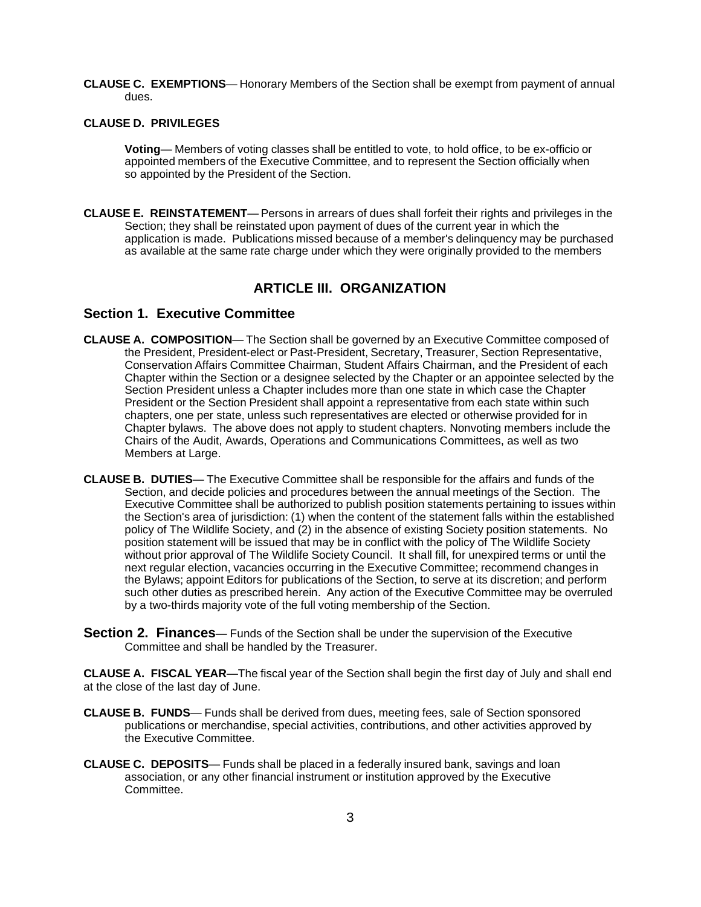**CLAUSE C. EXEMPTIONS**— Honorary Members of the Section shall be exempt from payment of annual dues.

**CLAUSE D. PRIVILEGES**

**Voting**— Members of voting classes shall be entitled to vote, to hold office, to be ex-officio or appointed members of the Executive Committee, and to represent the Section officially when so appointed by the President of the Section.

**CLAUSE E. REINSTATEMENT**— Persons in arrears of dues shall forfeit their rights and privileges in the Section; they shall be reinstated upon payment of dues of the current year in which the application is made. Publications missed because of a member's delinquency may be purchased as available at the same rate charge under which they were originally provided to the members

## ARTICLE III. ORGANIZATION

### Section 1. Executive Committee

**CLAUSE A. COMPOSITION**— The Section shall be governed by an Executive Committee composed of the President, President-elect or Past-President, Secretary, Treasurer, Section Representative, Conservation Affairs Committee Chairman, Student Affairs Chairman, and the President of each Chapter within the Section or a designee selected by the Chapter or an appointee selected by the Section President unless a Chapter includes more than one state in which case the Chapter President or the Section President shall appoint a representative from each state within such chapters, one per state, unless such representatives are elected or otherwise provided for in Chapter bylaws. The above does not apply to student chapters. Nonvoting members include the Chairs of the Audit, Awards, Operations and Communications Committees, as well as two Members at Large.

**CLAUSE B. DUTIES**— The Executive Committee shall be responsible for the affairs and funds of the Section, and decide policies and procedures between the annual meetings of the Section. The Executive Committee shall be authorized to publish position statements pertaining to issues within the Section's area of jurisdiction: (1) when the content of the statement falls within the established policy of The Wildlife Society, and (2) in the absence of existing Society position statements. No position statement will be issued that may be in conflict with the policy of The Wildlife Society without prior approval of The Wildlife Society Council. It shall fill, for unexpired terms or until the next regular election, vacancies occurring in the Executive Committee; recommend changes in the Bylaws; appoint Editors for publications of the Section, to serve at its discretion; and perform such other duties as prescribed herein. Any action of the Executive Committee may be overruled by a two-thirds majority vote of the full voting membership of the Section.

### Section 2. Finances

Funds of the Section shall be under the supervision of the Executive Committee and shall be handled by the Treasurer.

**CLAUSE A. FISCAL YEAR**—The fiscal year of the Section shall begin the first day of July and shall end at the close of the last day of June.

**CLAUSE B. FUNDS**— Funds shall be derived from dues, meeting fees, sale of Section sponsored publications or merchandise, special activities, contributions, and other activities approved by the Executive Committee.

**CLAUSE C. DEPOSITS**— Funds shall be placed in a federally insured bank, savings and loan association, or any other financial instrument or institution approved by the Executive Committee.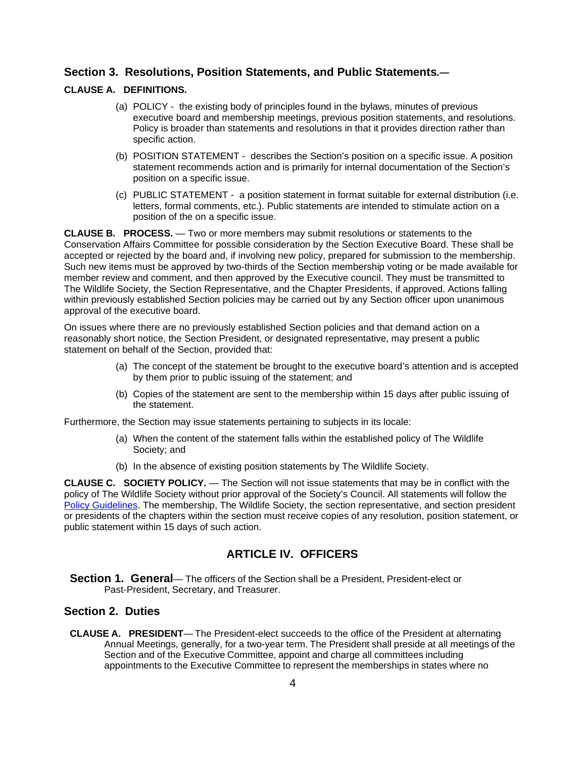## Section 3. Resolutions, Position Statements, and Public Statements.—

### CLAUSE A. DEFINITIONS.

(a) POLICY - the existing body of principles found in the bylaws, minutes of previous executive board and membership meetings, previous position statements, and resolutions. Policy is broader than statements and resolutions in that it provides direction rather than specific action.

(b) POSITION STATEMENT - describes the Section's position on a specific issue. A position statement recommends action and is primarily for internal documentation of the Section's position on a specific issue.

(c) PUBLIC STATEMENT - a position statement in format suitable for external distribution (i.e. letters, formal comments, etc.). Public statements are intended to stimulate action on a position of the on a specific issue.

**CLAUSE B. PROCESS.** — Two or more members may submit resolutions or statements to the Conservation Affairs Committee for possible consideration by the Section Executive Board. These shall be accepted or rejected by the board and, if involving new policy, prepared for submission to the membership. Such new items must be approved by two-thirds of the Section membership voting or be made available for member review and comment, and then approved by the Executive council. They must be transmitted to The Wildlife Society, the Section Representative, and the Chapter Presidents, if approved. Actions falling within previously established Section policies may be carried out by any Section officer upon unanimous approval of the executive board.

On issues where there are no previously established Section policies and that demand action on a reasonably short notice, the Section President, or designated representative, may present a public statement on behalf of the Section, provided that:

(a) The concept of the statement be brought to the executive board's attention and is accepted by them prior to public issuing of the statement; and

(b) Copies of the statement are sent to the membership within 15 days after public issuing of the statement.

Furthermore, the Section may issue statements pertaining to subjects in its locale:

(a) When the content of the statement falls within the established policy of The Wildlife Society; and

(b) In the absence of existing position statements by The Wildlife Society.

**CLAUSE C. SOCIETY POLICY.** — The Section will not issue statements that may be in conflict with the policy of The Wildlife Society without prior approval of the Society's Council. All statements will follow the Policy Guidelines. The membership, The Wildlife Society, the section representative, and section president or presidents of the chapters within the section must receive copies of any resolution, position statement, or public statement within 15 days of such action.

# ARTICLE IV. OFFICERS

**Section 1. General**— The officers of the Section shall be a President, President-elect or Past-President, Secretary, and Treasurer.

## Section 2. Duties

**CLAUSE A. PRESIDENT**— The President-elect succeeds to the office of the President at alternating Annual Meetings, generally, for a two-year term. The President shall preside at all meetings of the Section and of the Executive Committee, appoint and charge all committees including appointments to the Executive Committee to represent the memberships in states where no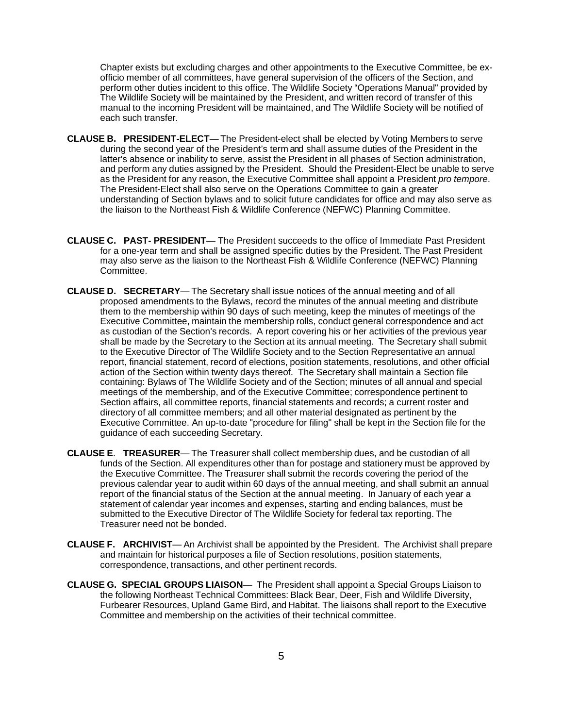Chapter exists but excluding charges and other appointments to the Executive Committee, be ex-officio member of all committees, have general supervision of the officers of the Section, and perform other duties incident to this office. The Wildlife Society "Operations Manual" provided by The Wildlife Society will be maintained by the President, and written record of transfer of this manual to the incoming President will be maintained, and The Wildlife Society will be notified of each such transfer.

**CLAUSE B. PRESIDENT-ELECT**— The President-elect shall be elected by Voting Members to serve during the second year of the President's term and shall assume duties of the President in the latter's absence or inability to serve, assist the President in all phases of Section administration, and perform any duties assigned by the President. Should the President-Elect be unable to serve as the President for any reason, the Executive Committee shall appoint a President *pro tempore*. The President-Elect shall also serve on the Operations Committee to gain a greater understanding of Section bylaws and to solicit future candidates for office and may also serve as the liaison to the Northeast Fish & Wildlife Conference (NEFWC) Planning Committee.

**CLAUSE C. PAST- PRESIDENT**— The President succeeds to the office of Immediate Past President for a one-year term and shall be assigned specific duties by the President. The Past President may also serve as the liaison to the Northeast Fish & Wildlife Conference (NEFWC) Planning Committee.

**CLAUSE D. SECRETARY**— The Secretary shall issue notices of the annual meeting and of all proposed amendments to the Bylaws, record the minutes of the annual meeting and distribute them to the membership within 90 days of such meeting, keep the minutes of meetings of the Executive Committee, maintain the membership rolls, conduct general correspondence and act as custodian of the Section's records. A report covering his or her activities of the previous year shall be made by the Secretary to the Section at its annual meeting. The Secretary shall submit to the Executive Director of The Wildlife Society and to the Section Representative an annual report, financial statement, record of elections, position statements, resolutions, and other official action of the Section within twenty days thereof. The Secretary shall maintain a Section file containing: Bylaws of The Wildlife Society and of the Section; minutes of all annual and special meetings of the membership, and of the Executive Committee; correspondence pertinent to Section affairs, all committee reports, financial statements and records; a current roster and directory of all committee members; and all other material designated as pertinent by the Executive Committee. An up-to-date "procedure for filing" shall be kept in the Section file for the guidance of each succeeding Secretary.

**CLAUSE E. TREASURER**— The Treasurer shall collect membership dues, and be custodian of all funds of the Section. All expenditures other than for postage and stationery must be approved by the Executive Committee. The Treasurer shall submit the records covering the period of the previous calendar year to audit within 60 days of the annual meeting, and shall submit an annual report of the financial status of the Section at the annual meeting. In January of each year a statement of calendar year incomes and expenses, starting and ending balances, must be submitted to the Executive Director of The Wildlife Society for federal tax reporting. The Treasurer need not be bonded.

**CLAUSE F. ARCHIVIST**— An Archivist shall be appointed by the President. The Archivist shall prepare and maintain for historical purposes a file of Section resolutions, position statements, correspondence, transactions, and other pertinent records.

**CLAUSE G. SPECIAL GROUPS LIAISON**— The President shall appoint a Special Groups Liaison to the following Northeast Technical Committees: Black Bear, Deer, Fish and Wildlife Diversity, Furbearer Resources, Upland Game Bird, and Habitat. The liaisons shall report to the Executive Committee and membership on the activities of their technical committee.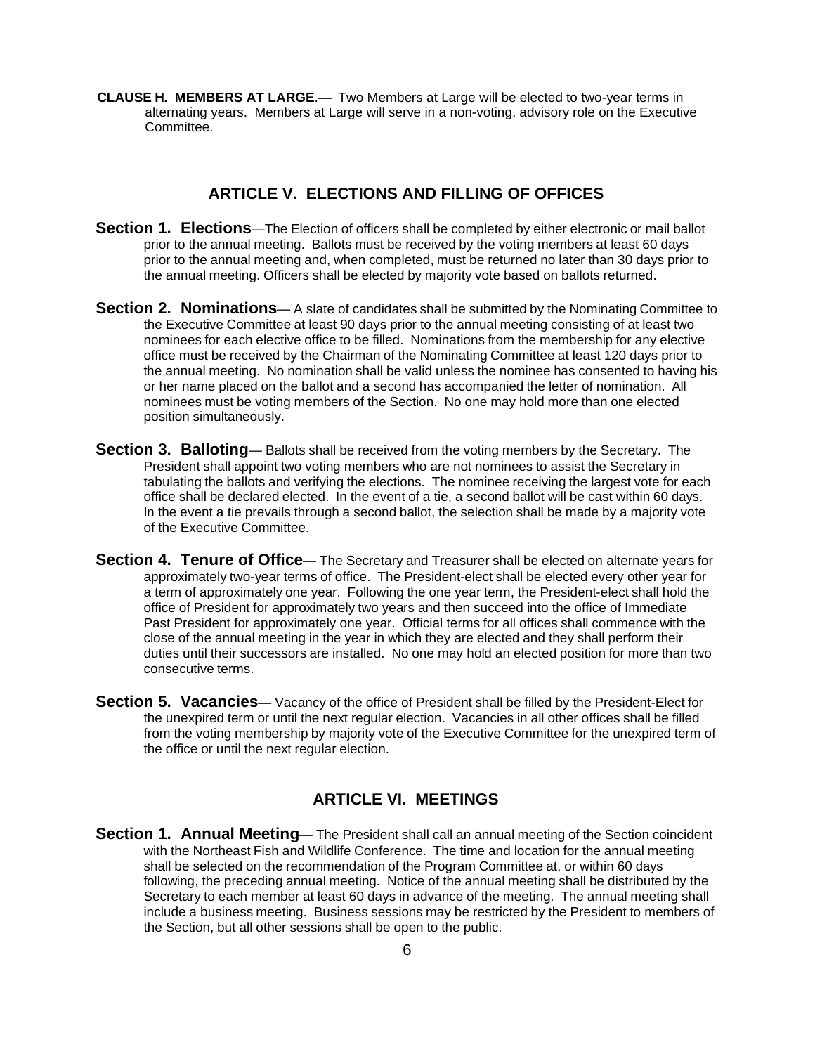**CLAUSE H. MEMBERS AT LARGE**.— Two Members at Large will be elected to two-year terms in alternating years. Members at Large will serve in a non-voting, advisory role on the Executive Committee.

## ARTICLE V. ELECTIONS AND FILLING OF OFFICES

**Section 1. Elections**—The Election of officers shall be completed by either electronic or mail ballot prior to the annual meeting. Ballots must be received by the voting members at least 60 days prior to the annual meeting and, when completed, must be returned no later than 30 days prior to the annual meeting. Officers shall be elected by majority vote based on ballots returned.

**Section 2. Nominations**— A slate of candidates shall be submitted by the Nominating Committee to the Executive Committee at least 90 days prior to the annual meeting consisting of at least two nominees for each elective office to be filled. Nominations from the membership for any elective office must be received by the Chairman of the Nominating Committee at least 120 days prior to the annual meeting. No nomination shall be valid unless the nominee has consented to having his or her name placed on the ballot and a second has accompanied the letter of nomination. All nominees must be voting members of the Section. No one may hold more than one elected position simultaneously.

**Section 3. Balloting**— Ballots shall be received from the voting members by the Secretary. The President shall appoint two voting members who are not nominees to assist the Secretary in tabulating the ballots and verifying the elections. The nominee receiving the largest vote for each office shall be declared elected. In the event of a tie, a second ballot will be cast within 60 days. In the event a tie prevails through a second ballot, the selection shall be made by a majority vote of the Executive Committee.

**Section 4. Tenure of Office**— The Secretary and Treasurer shall be elected on alternate years for approximately two-year terms of office. The President-elect shall be elected every other year for a term of approximately one year. Following the one year term, the President-elect shall hold the office of President for approximately two years and then succeed into the office of Immediate Past President for approximately one year. Official terms for all offices shall commence with the close of the annual meeting in the year in which they are elected and they shall perform their duties until their successors are installed. No one may hold an elected position for more than two consecutive terms.

**Section 5. Vacancies**— Vacancy of the office of President shall be filled by the President-Elect for the unexpired term or until the next regular election. Vacancies in all other offices shall be filled from the voting membership by majority vote of the Executive Committee for the unexpired term of the office or until the next regular election.

## ARTICLE VI. MEETINGS

**Section 1. Annual Meeting**— The President shall call an annual meeting of the Section coincident with the Northeast Fish and Wildlife Conference. The time and location for the annual meeting shall be selected on the recommendation of the Program Committee at, or within 60 days following, the preceding annual meeting. Notice of the annual meeting shall be distributed by the Secretary to each member at least 60 days in advance of the meeting. The annual meeting shall include a business meeting. Business sessions may be restricted by the President to members of the Section, but all other sessions shall be open to the public.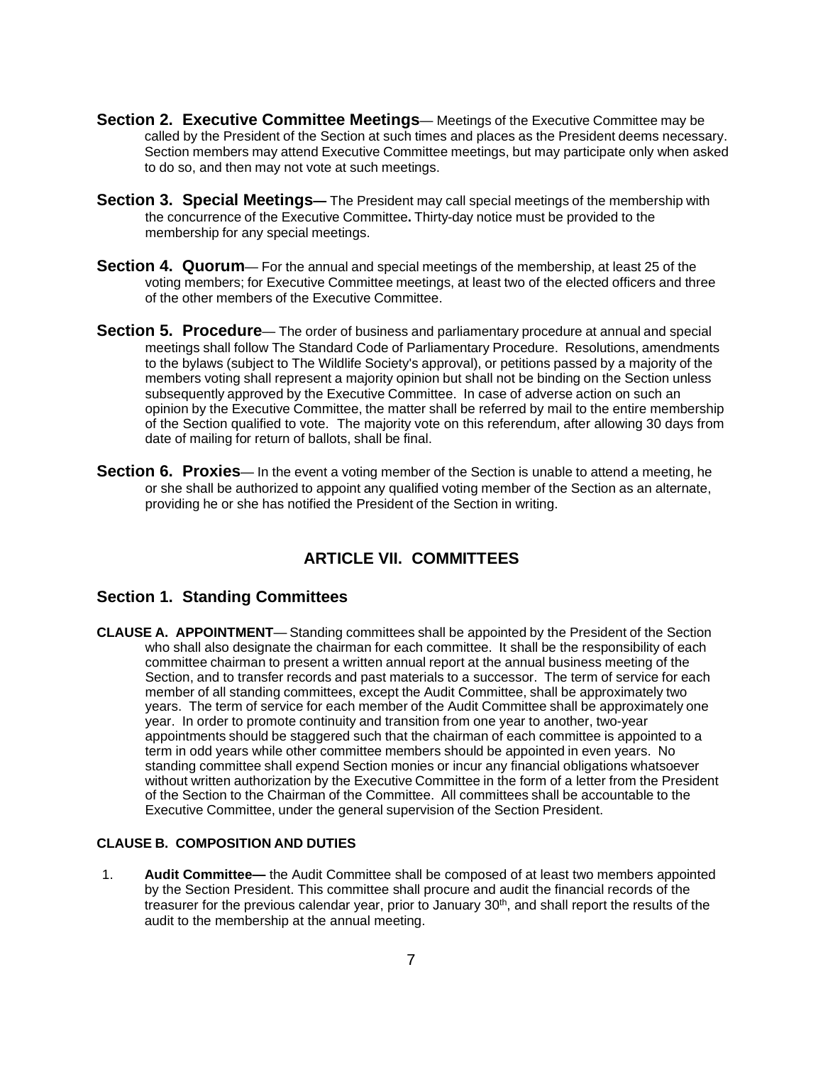**Section 2. Executive Committee Meetings**— Meetings of the Executive Committee may be called by the President of the Section at such times and places as the President deems necessary. Section members may attend Executive Committee meetings, but may participate only when asked to do so, and then may not vote at such meetings.

**Section 3. Special Meetings—** The President may call special meetings of the membership with the concurrence of the Executive Committee**.** Thirty-day notice must be provided to the membership for any special meetings.

**Section 4. Quorum**— For the annual and special meetings of the membership, at least 25 of the voting members; for Executive Committee meetings, at least two of the elected officers and three of the other members of the Executive Committee.

**Section 5. Procedure**— The order of business and parliamentary procedure at annual and special meetings shall follow The Standard Code of Parliamentary Procedure. Resolutions, amendments to the bylaws (subject to The Wildlife Society's approval), or petitions passed by a majority of the members voting shall represent a majority opinion but shall not be binding on the Section unless subsequently approved by the Executive Committee. In case of adverse action on such an opinion by the Executive Committee, the matter shall be referred by mail to the entire membership of the Section qualified to vote. The majority vote on this referendum, after allowing 30 days from date of mailing for return of ballots, shall be final.

**Section 6. Proxies**— In the event a voting member of the Section is unable to attend a meeting, he or she shall be authorized to appoint any qualified voting member of the Section as an alternate, providing he or she has notified the President of the Section in writing.

## ARTICLE VII. COMMITTEES

### Section 1. Standing Committees

**CLAUSE A. APPOINTMENT**— Standing committees shall be appointed by the President of the Section who shall also designate the chairman for each committee. It shall be the responsibility of each committee chairman to present a written annual report at the annual business meeting of the Section, and to transfer records and past materials to a successor. The term of service for each member of all standing committees, except the Audit Committee, shall be approximately two years. The term of service for each member of the Audit Committee shall be approximately one year. In order to promote continuity and transition from one year to another, two-year appointments should be staggered such that the chairman of each committee is appointed to a term in odd years while other committee members should be appointed in even years. No standing committee shall expend Section monies or incur any financial obligations whatsoever without written authorization by the Executive Committee in the form of a letter from the President of the Section to the Chairman of the Committee. All committees shall be accountable to the Executive Committee, under the general supervision of the Section President.

**CLAUSE B. COMPOSITION AND DUTIES**

1. **Audit Committee—** the Audit Committee shall be composed of at least two members appointed by the Section President. This committee shall procure and audit the financial records of the treasurer for the previous calendar year, prior to January 30th, and shall report the results of the audit to the membership at the annual meeting.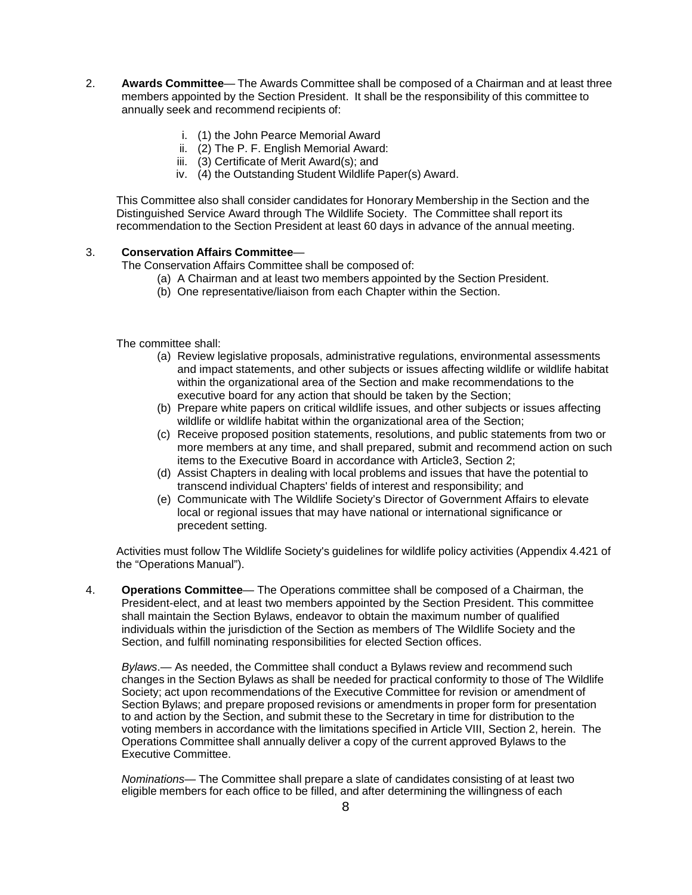2. **Awards Committee**— The Awards Committee shall be composed of a Chairman and at least three members appointed by the Section President. It shall be the responsibility of this committee to annually seek and recommend recipients of:

   i. (1) the John Pearce Memorial Award
   ii. (2) The P. F. English Memorial Award:
   iii. (3) Certificate of Merit Award(s); and
   iv. (4) the Outstanding Student Wildlife Paper(s) Award.

   This Committee also shall consider candidates for Honorary Membership in the Section and the Distinguished Service Award through The Wildlife Society. The Committee shall report its recommendation to the Section President at least 60 days in advance of the annual meeting.

3. **Conservation Affairs Committee**—

   The Conservation Affairs Committee shall be composed of:

   (a) A Chairman and at least two members appointed by the Section President.
   (b) One representative/liaison from each Chapter within the Section.

   The committee shall:

   (a) Review legislative proposals, administrative regulations, environmental assessments and impact statements, and other subjects or issues affecting wildlife or wildlife habitat within the organizational area of the Section and make recommendations to the executive board for any action that should be taken by the Section;
   (b) Prepare white papers on critical wildlife issues, and other subjects or issues affecting wildlife or wildlife habitat within the organizational area of the Section;
   (c) Receive proposed position statements, resolutions, and public statements from two or more members at any time, and shall prepared, submit and recommend action on such items to the Executive Board in accordance with Article3, Section 2;
   (d) Assist Chapters in dealing with local problems and issues that have the potential to transcend individual Chapters' fields of interest and responsibility; and
   (e) Communicate with The Wildlife Society's Director of Government Affairs to elevate local or regional issues that may have national or international significance or precedent setting.

   Activities must follow The Wildlife Society's guidelines for wildlife policy activities (Appendix 4.421 of the "Operations Manual").

4. **Operations Committee**— The Operations committee shall be composed of a Chairman, the President-elect, and at least two members appointed by the Section President. This committee shall maintain the Section Bylaws, endeavor to obtain the maximum number of qualified individuals within the jurisdiction of the Section as members of The Wildlife Society and the Section, and fulfill nominating responsibilities for elected Section offices.

   *Bylaws*.— As needed, the Committee shall conduct a Bylaws review and recommend such changes in the Section Bylaws as shall be needed for practical conformity to those of The Wildlife Society; act upon recommendations of the Executive Committee for revision or amendment of Section Bylaws; and prepare proposed revisions or amendments in proper form for presentation to and action by the Section, and submit these to the Secretary in time for distribution to the voting members in accordance with the limitations specified in Article VIII, Section 2, herein. The Operations Committee shall annually deliver a copy of the current approved Bylaws to the Executive Committee.

   *Nominations*— The Committee shall prepare a slate of candidates consisting of at least two eligible members for each office to be filled, and after determining the willingness of each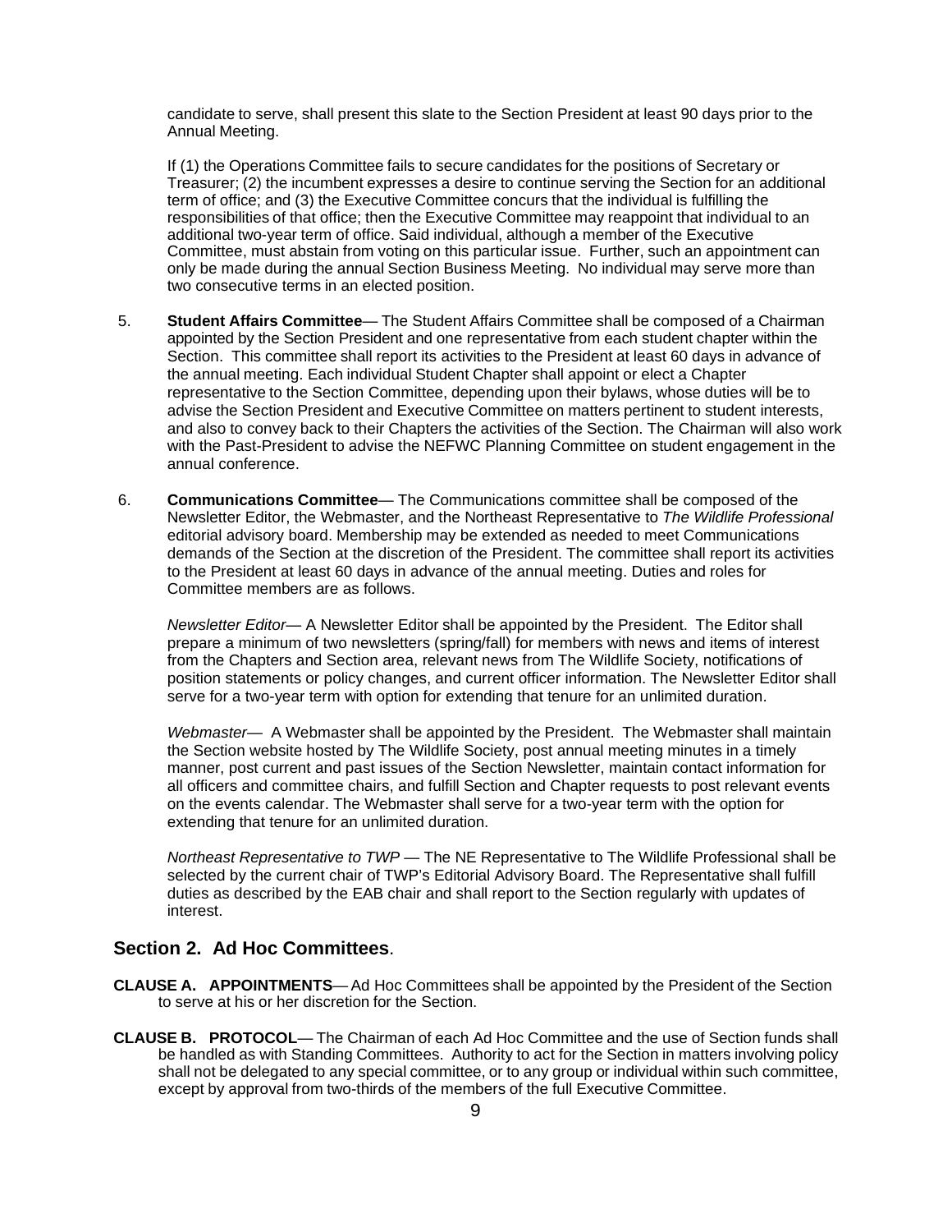candidate to serve, shall present this slate to the Section President at least 90 days prior to the Annual Meeting.

If (1) the Operations Committee fails to secure candidates for the positions of Secretary or Treasurer; (2) the incumbent expresses a desire to continue serving the Section for an additional term of office; and (3) the Executive Committee concurs that the individual is fulfilling the responsibilities of that office; then the Executive Committee may reappoint that individual to an additional two-year term of office. Said individual, although a member of the Executive Committee, must abstain from voting on this particular issue. Further, such an appointment can only be made during the annual Section Business Meeting. No individual may serve more than two consecutive terms in an elected position.

5. **Student Affairs Committee**— The Student Affairs Committee shall be composed of a Chairman appointed by the Section President and one representative from each student chapter within the Section. This committee shall report its activities to the President at least 60 days in advance of the annual meeting. Each individual Student Chapter shall appoint or elect a Chapter representative to the Section Committee, depending upon their bylaws, whose duties will be to advise the Section President and Executive Committee on matters pertinent to student interests, and also to convey back to their Chapters the activities of the Section. The Chairman will also work with the Past-President to advise the NEFWC Planning Committee on student engagement in the annual conference.

6. **Communications Committee**— The Communications committee shall be composed of the Newsletter Editor, the Webmaster, and the Northeast Representative to *The Wildlife Professional* editorial advisory board. Membership may be extended as needed to meet Communications demands of the Section at the discretion of the President. The committee shall report its activities to the President at least 60 days in advance of the annual meeting. Duties and roles for Committee members are as follows.

   *Newsletter Editor*— A Newsletter Editor shall be appointed by the President. The Editor shall prepare a minimum of two newsletters (spring/fall) for members with news and items of interest from the Chapters and Section area, relevant news from The Wildlife Society, notifications of position statements or policy changes, and current officer information. The Newsletter Editor shall serve for a two-year term with option for extending that tenure for an unlimited duration.

   *Webmaster*— A Webmaster shall be appointed by the President. The Webmaster shall maintain the Section website hosted by The Wildlife Society, post annual meeting minutes in a timely manner, post current and past issues of the Section Newsletter, maintain contact information for all officers and committee chairs, and fulfill Section and Chapter requests to post relevant events on the events calendar. The Webmaster shall serve for a two-year term with the option for extending that tenure for an unlimited duration.

   *Northeast Representative to TWP* — The NE Representative to The Wildlife Professional shall be selected by the current chair of TWP's Editorial Advisory Board. The Representative shall fulfill duties as described by the EAB chair and shall report to the Section regularly with updates of interest.

## Section 2. Ad Hoc Committees.

**CLAUSE A. APPOINTMENTS**— Ad Hoc Committees shall be appointed by the President of the Section to serve at his or her discretion for the Section.

**CLAUSE B. PROTOCOL**— The Chairman of each Ad Hoc Committee and the use of Section funds shall be handled as with Standing Committees. Authority to act for the Section in matters involving policy shall not be delegated to any special committee, or to any group or individual within such committee, except by approval from two-thirds of the members of the full Executive Committee.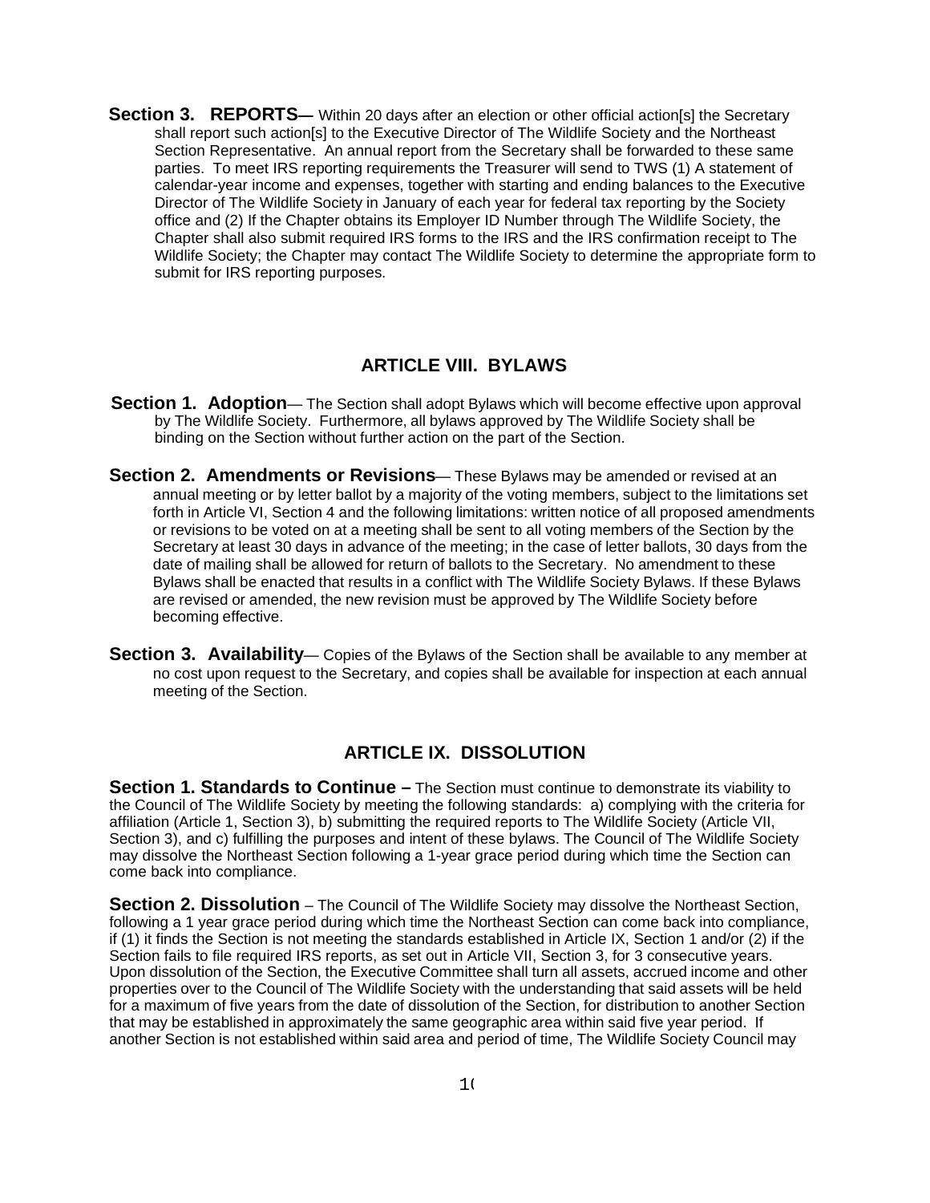**Section 3. REPORTS—** Within 20 days after an election or other official action[s] the Secretary shall report such action[s] to the Executive Director of The Wildlife Society and the Northeast Section Representative. An annual report from the Secretary shall be forwarded to these same parties. To meet IRS reporting requirements the Treasurer will send to TWS (1) A statement of calendar-year income and expenses, together with starting and ending balances to the Executive Director of The Wildlife Society in January of each year for federal tax reporting by the Society office and (2) If the Chapter obtains its Employer ID Number through The Wildlife Society, the Chapter shall also submit required IRS forms to the IRS and the IRS confirmation receipt to The Wildlife Society; the Chapter may contact The Wildlife Society to determine the appropriate form to submit for IRS reporting purposes.

## ARTICLE VIII. BYLAWS

**Section 1. Adoption**— The Section shall adopt Bylaws which will become effective upon approval by The Wildlife Society. Furthermore, all bylaws approved by The Wildlife Society shall be binding on the Section without further action on the part of the Section.

**Section 2. Amendments or Revisions**— These Bylaws may be amended or revised at an annual meeting or by letter ballot by a majority of the voting members, subject to the limitations set forth in Article VI, Section 4 and the following limitations: written notice of all proposed amendments or revisions to be voted on at a meeting shall be sent to all voting members of the Section by the Secretary at least 30 days in advance of the meeting; in the case of letter ballots, 30 days from the date of mailing shall be allowed for return of ballots to the Secretary. No amendment to these Bylaws shall be enacted that results in a conflict with The Wildlife Society Bylaws. If these Bylaws are revised or amended, the new revision must be approved by The Wildlife Society before becoming effective.

**Section 3. Availability**— Copies of the Bylaws of the Section shall be available to any member at no cost upon request to the Secretary, and copies shall be available for inspection at each annual meeting of the Section.

## ARTICLE IX. DISSOLUTION

**Section 1. Standards to Continue –** The Section must continue to demonstrate its viability to the Council of The Wildlife Society by meeting the following standards: a) complying with the criteria for affiliation (Article 1, Section 3), b) submitting the required reports to The Wildlife Society (Article VII, Section 3), and c) fulfilling the purposes and intent of these bylaws. The Council of The Wildlife Society may dissolve the Northeast Section following a 1-year grace period during which time the Section can come back into compliance.

**Section 2. Dissolution** – The Council of The Wildlife Society may dissolve the Northeast Section, following a 1 year grace period during which time the Northeast Section can come back into compliance, if (1) it finds the Section is not meeting the standards established in Article IX, Section 1 and/or (2) if the Section fails to file required IRS reports, as set out in Article VII, Section 3, for 3 consecutive years. Upon dissolution of the Section, the Executive Committee shall turn all assets, accrued income and other properties over to the Council of The Wildlife Society with the understanding that said assets will be held for a maximum of five years from the date of dissolution of the Section, for distribution to another Section that may be established in approximately the same geographic area within said five year period. If another Section is not established within said area and period of time, The Wildlife Society Council may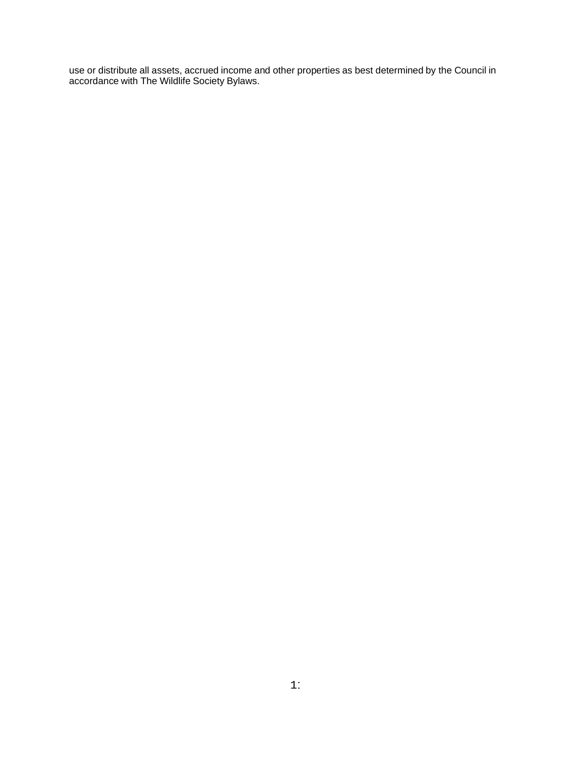use or distribute all assets, accrued income and other properties as best determined by the Council in accordance with The Wildlife Society Bylaws.